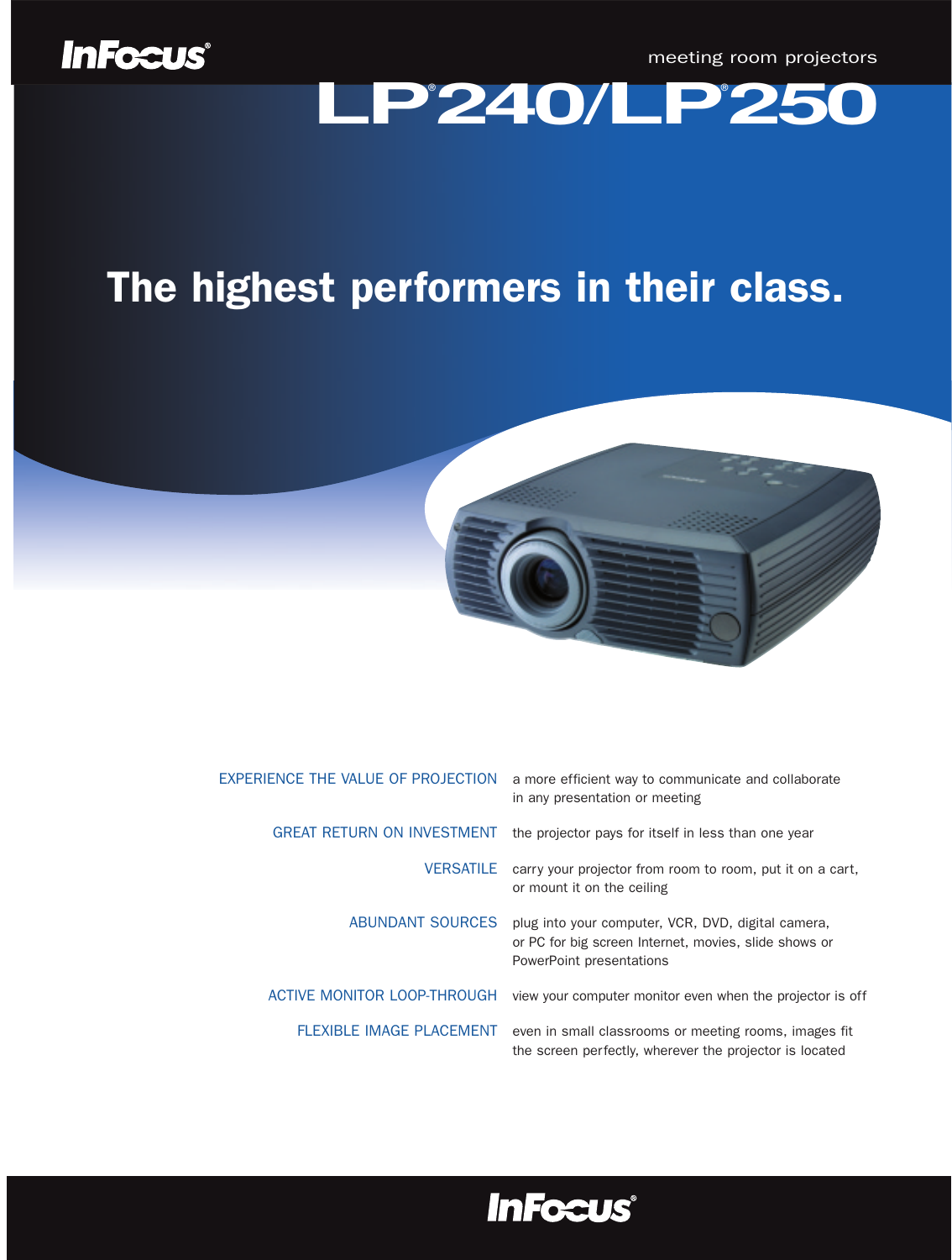InFocus®

meeting room projectors

# LP®240/LP®250

## The highest performers in their class.

| | |
|---|---|
| EXPERIENCE THE VALUE OF PROJECTION | a more efficient way to communicate and collaborate in any presentation or meeting |
| GREAT RETURN ON INVESTMENT | the projector pays for itself in less than one year |
| VERSATILE | carry your projector from room to room, put it on a cart, or mount it on the ceiling |
| ABUNDANT SOURCES | plug into your computer, VCR, DVD, digital camera, or PC for big screen Internet, movies, slide shows or PowerPoint presentations |
| ACTIVE MONITOR LOOP-THROUGH | view your computer monitor even when the projector is off |
| FLEXIBLE IMAGE PLACEMENT | even in small classrooms or meeting rooms, images fit the screen perfectly, wherever the projector is located |

InFocus®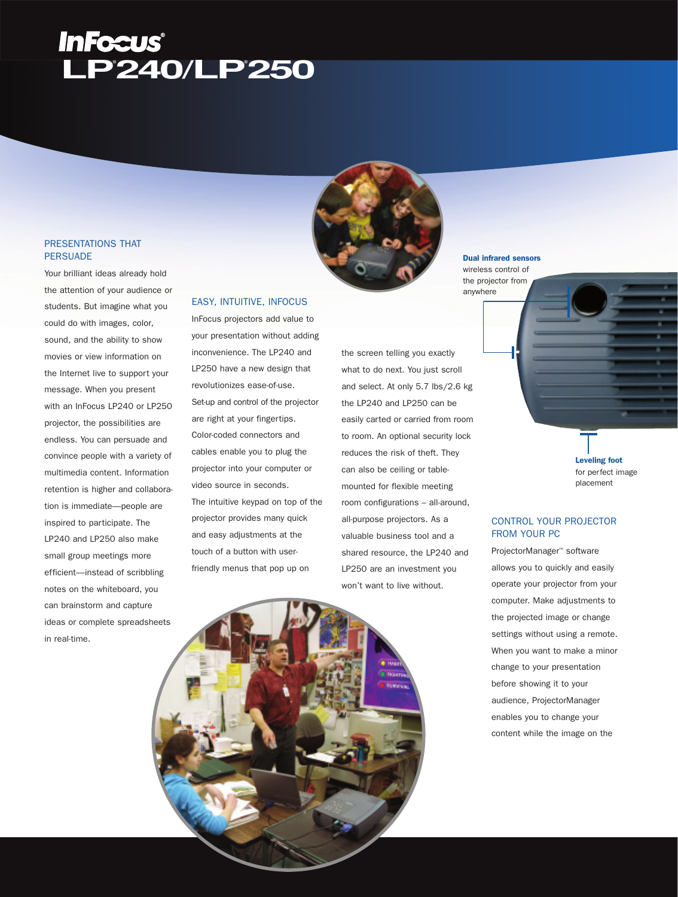# InFocus® LP®240/LP®250

## PRESENTATIONS THAT PERSUADE

Your brilliant ideas already hold the attention of your audience or students. But imagine what you could do with images, color, sound, and the ability to show movies or view information on the Internet live to support your message. When you present with an InFocus LP240 or LP250 projector, the possibilities are endless. You can persuade and convince people with a variety of multimedia content. Information retention is higher and collaboration is immediate—people are inspired to participate. The LP240 and LP250 also make small group meetings more efficient—instead of scribbling notes on the whiteboard, you can brainstorm and capture ideas or complete spreadsheets in real-time.

## EASY, INTUITIVE, INFOCUS

InFocus projectors add value to your presentation without adding inconvenience. The LP240 and LP250 have a new design that revolutionizes ease-of-use. Set-up and control of the projector are right at your fingertips. Color-coded connectors and cables enable you to plug the projector into your computer or video source in seconds. The intuitive keypad on top of the projector provides many quick and easy adjustments at the touch of a button with user-friendly menus that pop up on the screen telling you exactly what to do next. You just scroll and select. At only 5.7 lbs/2.6 kg the LP240 and LP250 can be easily carted or carried from room to room. An optional security lock reduces the risk of theft. They can also be ceiling or table-mounted for flexible meeting room configurations – all-around, all-purpose projectors. As a valuable business tool and a shared resource, the LP240 and LP250 are an investment you won't want to live without.

**Dual infrared sensors** wireless control of the projector from anywhere

**Leveling foot** for perfect image placement

## CONTROL YOUR PROJECTOR FROM YOUR PC

ProjectorManager™ software allows you to quickly and easily operate your projector from your computer. Make adjustments to the projected image or change settings without using a remote. When you want to make a minor change to your presentation before showing it to your audience, ProjectorManager enables you to change your content while the image on the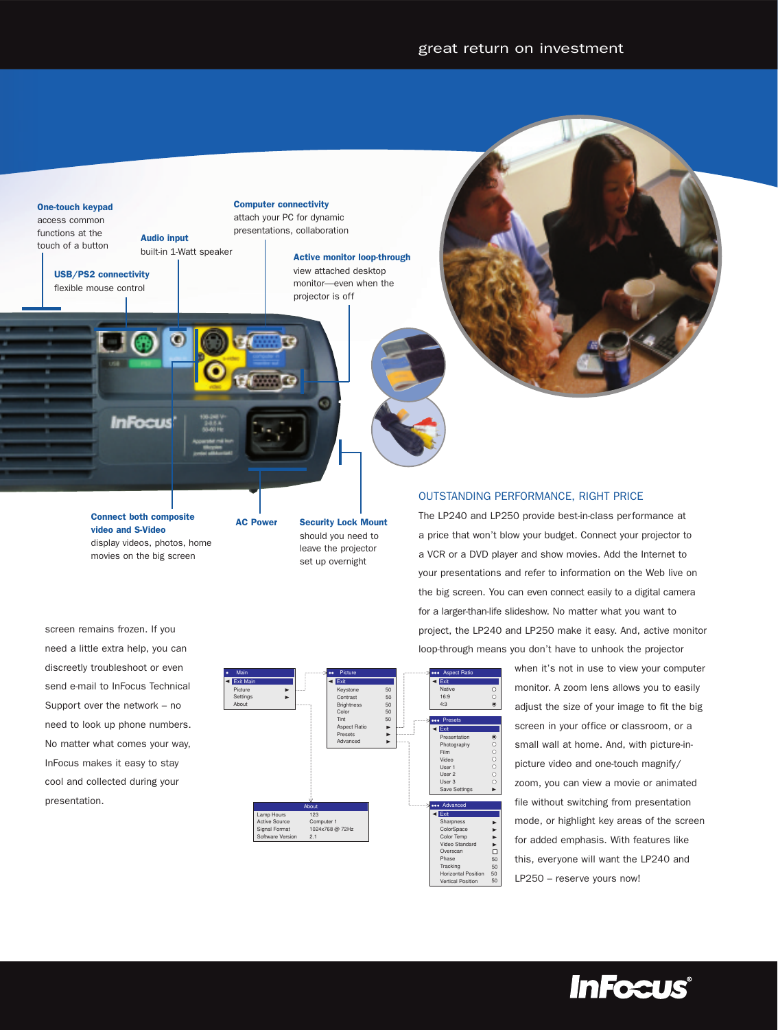great return on investment

**One-touch keypad**
access common functions at the touch of a button

**Audio input**
built-in 1-Watt speaker

**Computer connectivity**
attach your PC for dynamic presentations, collaboration

**USB/PS2 connectivity**
flexible mouse control

**Active monitor loop-through**
view attached desktop monitor—even when the projector is off

**Connect both composite video and S-Video**
display videos, photos, home movies on the big screen

**AC Power**

**Security Lock Mount**
should you need to leave the projector set up overnight

screen remains frozen. If you need a little extra help, you can discreetly troubleshoot or even send e-mail to InFocus Technical Support over the network – no need to look up phone numbers. No matter what comes your way, InFocus makes it easy to stay cool and collected during your presentation.

## OUTSTANDING PERFORMANCE, RIGHT PRICE

The LP240 and LP250 provide best-in-class performance at a price that won't blow your budget. Connect your projector to a VCR or a DVD player and show movies. Add the Internet to your presentations and refer to information on the Web live on the big screen. You can even connect easily to a digital camera for a larger-than-life slideshow. No matter what you want to project, the LP240 and LP250 make it easy. And, active monitor loop-through means you don't have to unhook the projector when it's not in use to view your computer monitor. A zoom lens allows you to easily adjust the size of your image to fit the big screen in your office or classroom, or a small wall at home. And, with picture-in-picture video and one-touch magnify/zoom, you can view a movie or animated file without switching from presentation mode, or highlight key areas of the screen for added emphasis. With features like this, everyone will want the LP240 and LP250 – reserve yours now!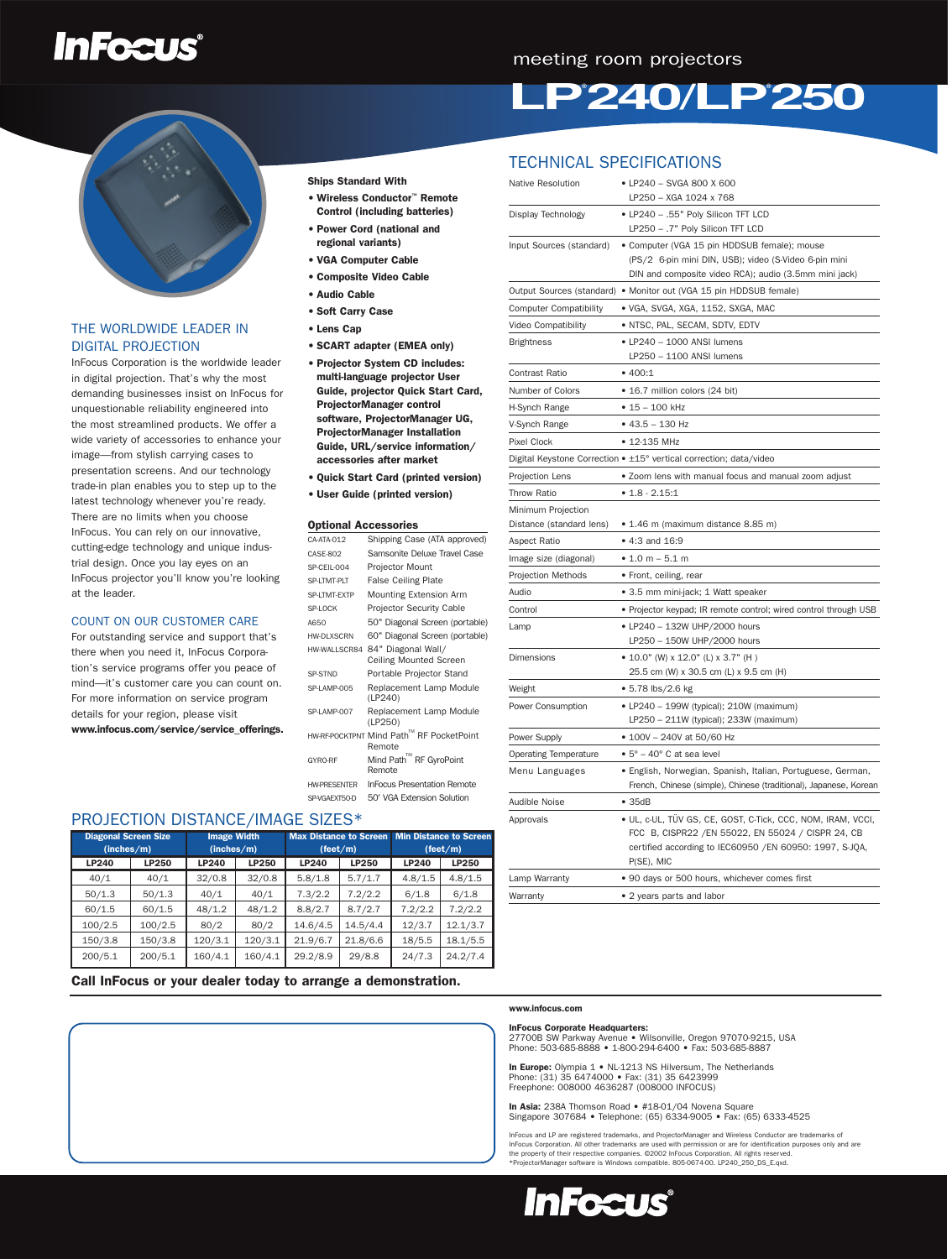# InFocus

meeting room projectors

# LP240/LP250

## THE WORLDWIDE LEADER IN DIGITAL PROJECTION

InFocus Corporation is the worldwide leader in digital projection. That's why the most demanding businesses insist on InFocus for unquestionable reliability engineered into the most streamlined products. We offer a wide variety of accessories to enhance your image—from stylish carrying cases to presentation screens. And our technology trade-in plan enables you to step up to the latest technology whenever you're ready. There are no limits when you choose InFocus. You can rely on our innovative, cutting-edge technology and unique industrial design. Once you lay eyes on an InFocus projector you'll know you're looking at the leader.

## COUNT ON OUR CUSTOMER CARE

For outstanding service and support that's there when you need it, InFocus Corporation's service programs offer you peace of mind—it's customer care you can count on. For more information on service program details for your region, please visit **www.infocus.com/service/service_offerings.**

### Ships Standard With

- **Wireless Conductor™ Remote Control (including batteries)**
- **Power Cord (national and regional variants)**
- **VGA Computer Cable**
- **Composite Video Cable**
- **Audio Cable**
- **Soft Carry Case**
- **Lens Cap**
- **SCART adapter (EMEA only)**
- **Projector System CD includes: multi-language projector User Guide, projector Quick Start Card, ProjectorManager control software, ProjectorManager UG, ProjectorManager Installation Guide, URL/service information/ accessories after market**
- **Quick Start Card (printed version)**
- **User Guide (printed version)**

### Optional Accessories

| | |
|---|---|
| CA-ATA-012 | Shipping Case (ATA approved) |
| CASE-802 | Samsonite Deluxe Travel Case |
| SP-CEIL-004 | Projector Mount |
| SP-LTMT-PLT | False Ceiling Plate |
| SP-LTMT-EXTP | Mounting Extension Arm |
| SP-LOCK | Projector Security Cable |
| A650 | 50" Diagonal Screen (portable) |
| HW-DLXSCRN | 60" Diagonal Screen (portable) |
| HW-WALLSCR84 | 84" Diagonal Wall/ Ceiling Mounted Screen |
| SP-STND | Portable Projector Stand |
| SP-LAMP-005 | Replacement Lamp Module (LP240) |
| SP-LAMP-007 | Replacement Lamp Module (LP250) |
| HW-RF-POCKTPNT | Mind Path™ RF PocketPoint Remote |
| GYRO-RF | Mind Path™ RF GyroPoint Remote |
| HW-PRESENTER | InFocus Presentation Remote |
| SP-VGAEXT50-D | 50' VGA Extension Solution |

## PROJECTION DISTANCE/IMAGE SIZES*

| Diagonal Screen Size (inches/m) | | Image Width (inches/m) | | Max Distance to Screen (feet/m) | | Min Distance to Screen (feet/m) | |
|---|---|---|---|---|---|---|---|
| LP240 | LP250 | LP240 | LP250 | LP240 | LP250 | LP240 | LP250 |
| 40/1 | 40/1 | 32/0.8 | 32/0.8 | 5.8/1.8 | 5.7/1.7 | 4.8/1.5 | 4.8/1.5 |
| 50/1.3 | 50/1.3 | 40/1 | 40/1 | 7.3/2.2 | 7.2/2.2 | 6/1.8 | 6/1.8 |
| 60/1.5 | 60/1.5 | 48/1.2 | 48/1.2 | 8.8/2.7 | 8.7/2.7 | 7.2/2.2 | 7.2/2.2 |
| 100/2.5 | 100/2.5 | 80/2 | 80/2 | 14.6/4.5 | 14.5/4.4 | 12/3.7 | 12.1/3.7 |
| 150/3.8 | 150/3.8 | 120/3.1 | 120/3.1 | 21.9/6.7 | 21.8/6.6 | 18/5.5 | 18.1/5.5 |
| 200/5.1 | 200/5.1 | 160/4.1 | 160/4.1 | 29.2/8.9 | 29/8.8 | 24/7.3 | 24.2/7.4 |

**Call InFocus or your dealer today to arrange a demonstration.**

## TECHNICAL SPECIFICATIONS

| | |
|---|---|
| Native Resolution | • LP240 – SVGA 800 X 600<br>LP250 – XGA 1024 x 768 |
| Display Technology | • LP240 – .55" Poly Silicon TFT LCD<br>LP250 – .7" Poly Silicon TFT LCD |
| Input Sources (standard) | • Computer (VGA 15 pin HDDSUB female); mouse (PS/2 6-pin mini DIN, USB); video (S-Video 6-pin mini DIN and composite video RCA); audio (3.5mm mini jack) |
| Output Sources (standard) | • Monitor out (VGA 15 pin HDDSUB female) |
| Computer Compatibility | • VGA, SVGA, XGA, 1152, SXGA, MAC |
| Video Compatibility | • NTSC, PAL, SECAM, SDTV, EDTV |
| Brightness | • LP240 – 1000 ANSI lumens<br>LP250 – 1100 ANSI lumens |
| Contrast Ratio | • 400:1 |
| Number of Colors | • 16.7 million colors (24 bit) |
| H-Synch Range | • 15 – 100 kHz |
| V-Synch Range | • 43.5 – 130 Hz |
| Pixel Clock | • 12-135 MHz |
| Digital Keystone Correction | • ±15° vertical correction; data/video |
| Projection Lens | • Zoom lens with manual focus and manual zoom adjust |
| Throw Ratio | • 1.8 - 2.15:1 |
| Minimum Projection Distance (standard lens) | • 1.46 m (maximum distance 8.85 m) |
| Aspect Ratio | • 4:3 and 16:9 |
| Image size (diagonal) | • 1.0 m – 5.1 m |
| Projection Methods | • Front, ceiling, rear |
| Audio | • 3.5 mm mini-jack; 1 Watt speaker |
| Control | • Projector keypad; IR remote control; wired control through USB |
| Lamp | • LP240 – 132W UHP/2000 hours<br>LP250 – 150W UHP/2000 hours |
| Dimensions | • 10.0" (W) x 12.0" (L) x 3.7" (H )<br>25.5 cm (W) x 30.5 cm (L) x 9.5 cm (H) |
| Weight | • 5.78 lbs/2.6 kg |
| Power Consumption | • LP240 – 199W (typical); 210W (maximum)<br>LP250 – 211W (typical); 233W (maximum) |
| Power Supply | • 100V – 240V at 50/60 Hz |
| Operating Temperature | • 5° – 40° C at sea level |
| Menu Languages | • English, Norwegian, Spanish, Italian, Portuguese, German, French, Chinese (simple), Chinese (traditional), Japanese, Korean |
| Audible Noise | • 35dB |
| Approvals | • UL, c-UL, TÜV GS, CE, GOST, C-Tick, CCC, NOM, IRAM, VCCI, FCC B, CISPR22 /EN 55022, EN 55024 / CISPR 24, CB certified according to IEC60950 /EN 60950: 1997, S-JQA, P(SE), MIC |
| Lamp Warranty | • 90 days or 500 hours, whichever comes first |
| Warranty | • 2 years parts and labor |

**www.infocus.com**

**InFocus Corporate Headquarters:**
27700B SW Parkway Avenue • Wilsonville, Oregon 97070-9215, USA
Phone: 503-685-8888 • 1-800-294-6400 • Fax: 503-685-8887

**In Europe:** Olympia 1 • NL-1213 NS Hilversum, The Netherlands
Phone: (31) 35 6474000 • Fax: (31) 35 6423999
Freephone: 008000 4636287 (008000 INFOCUS)

**In Asia:** 238A Thomson Road • #18-01/04 Novena Square
Singapore 307684 • Telephone: (65) 6334-9005 • Fax: (65) 6333-4525

InFocus and LP are registered trademarks, and ProjectorManager and Wireless Conductor are trademarks of InFocus Corporation. All other trademarks are used with permission or are for identification purposes only and are the property of their respective companies. ©2002 InFocus Corporation. All rights reserved.
*ProjectorManager software is Windows compatible. 805-0674-00. LP240_250_DS_E.qxd.

InFocus